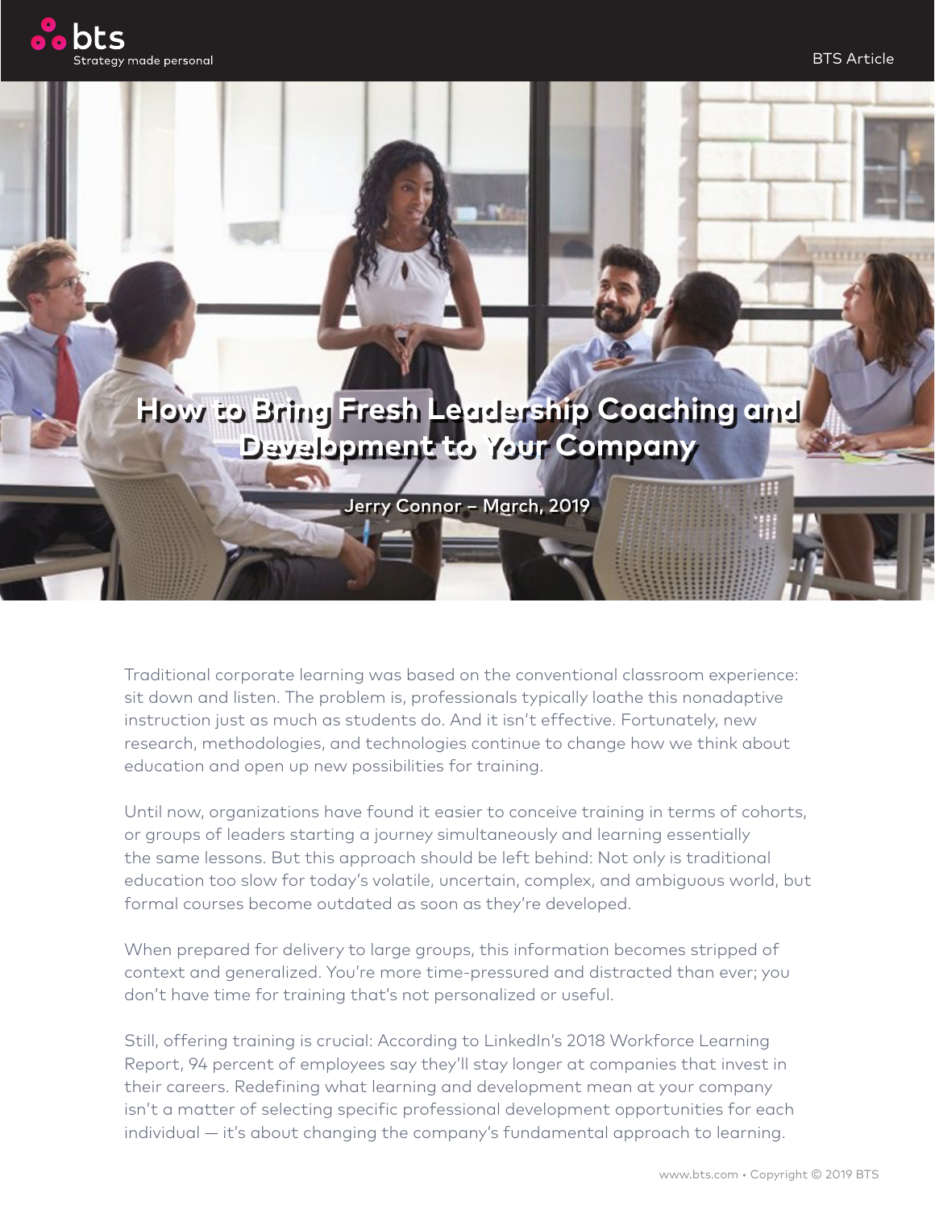# How to Bring Fresh Leadership Coaching and Development to Your Company

Jerry Connor – March, 2019

Traditional corporate learning was based on the conventional classroom experience: sit down and listen. The problem is, professionals typically loathe this nonadaptive instruction just as much as students do. And it isn't effective. Fortunately, new research, methodologies, and technologies continue to change how we think about education and open up new possibilities for training.

Until now, organizations have found it easier to conceive training in terms of cohorts, or groups of leaders starting a journey simultaneously and learning essentially the same lessons. But this approach should be left behind: Not only is traditional education too slow for today's volatile, uncertain, complex, and ambiguous world, but formal courses become outdated as soon as they're developed.

When prepared for delivery to large groups, this information becomes stripped of context and generalized. You're more time-pressured and distracted than ever; you don't have time for training that's not personalized or useful.

Still, offering training is crucial: According to LinkedIn's 2018 Workforce Learning Report, 94 percent of employees say they'll stay longer at companies that invest in their careers. Redefining what learning and development mean at your company isn't a matter of selecting specific professional development opportunities for each individual — it's about changing the company's fundamental approach to learning.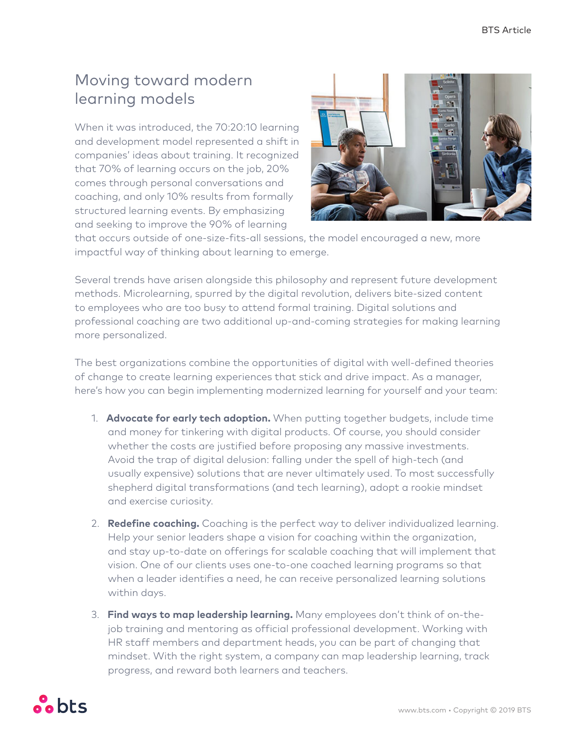## Moving toward modern learning models

When it was introduced, the 70:20:10 learning and development model represented a shift in companies' ideas about training. It recognized that 70% of learning occurs on the job, 20% comes through personal conversations and coaching, and only 10% results from formally structured learning events. By emphasizing and seeking to improve the 90% of learning that occurs outside of one-size-fits-all sessions, the model encouraged a new, more impactful way of thinking about learning to emerge.

Several trends have arisen alongside this philosophy and represent future development methods. Microlearning, spurred by the digital revolution, delivers bite-sized content to employees who are too busy to attend formal training. Digital solutions and professional coaching are two additional up-and-coming strategies for making learning more personalized.

The best organizations combine the opportunities of digital with well-defined theories of change to create learning experiences that stick and drive impact. As a manager, here's how you can begin implementing modernized learning for yourself and your team:

1. **Advocate for early tech adoption.** When putting together budgets, include time and money for tinkering with digital products. Of course, you should consider whether the costs are justified before proposing any massive investments. Avoid the trap of digital delusion: falling under the spell of high-tech (and usually expensive) solutions that are never ultimately used. To most successfully shepherd digital transformations (and tech learning), adopt a rookie mindset and exercise curiosity.

2. **Redefine coaching.** Coaching is the perfect way to deliver individualized learning. Help your senior leaders shape a vision for coaching within the organization, and stay up-to-date on offerings for scalable coaching that will implement that vision. One of our clients uses one-to-one coached learning programs so that when a leader identifies a need, he can receive personalized learning solutions within days.

3. **Find ways to map leadership learning.** Many employees don't think of on-the-job training and mentoring as official professional development. Working with HR staff members and department heads, you can be part of changing that mindset. With the right system, a company can map leadership learning, track progress, and reward both learners and teachers.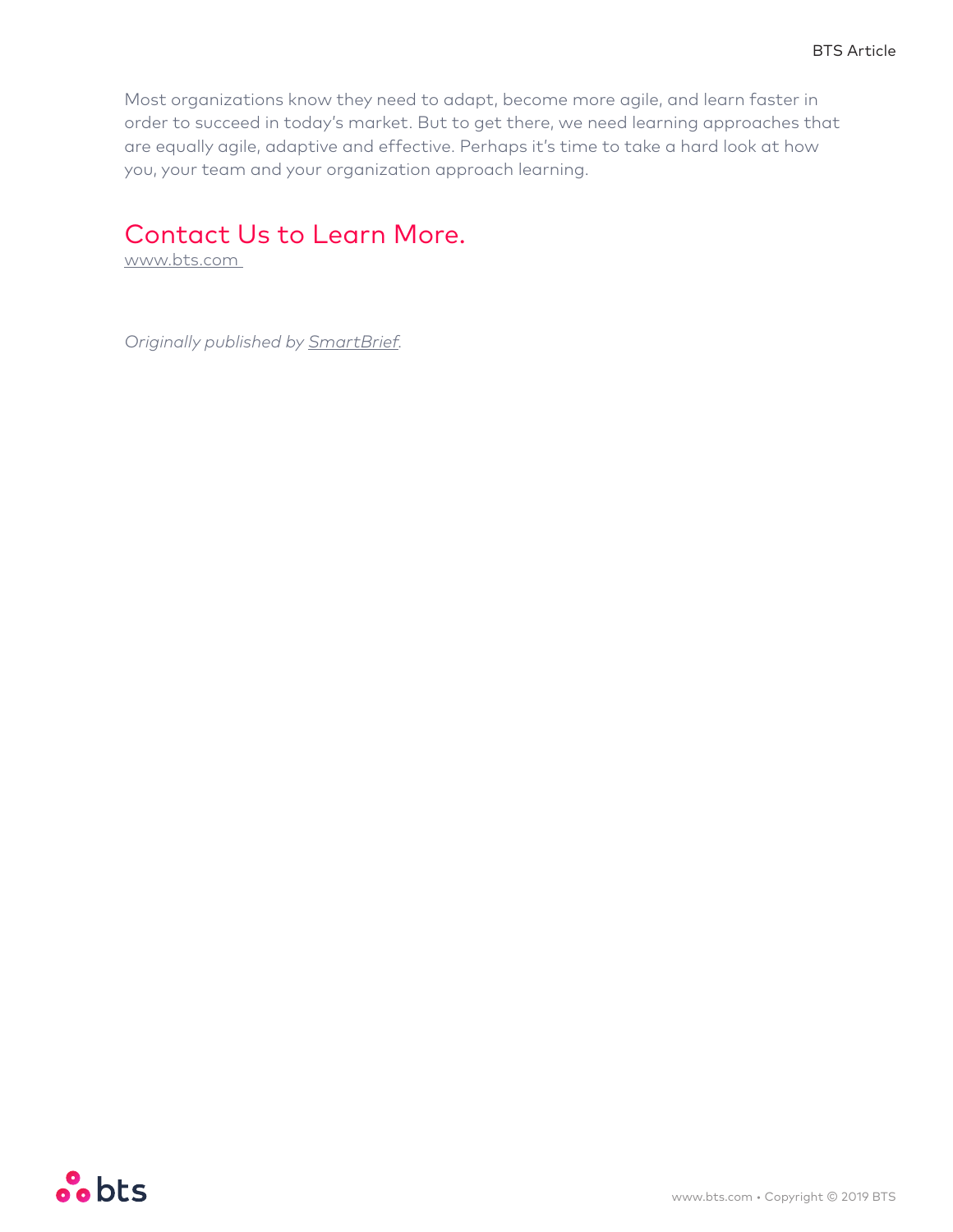Most organizations know they need to adapt, become more agile, and learn faster in order to succeed in today's market. But to get there, we need learning approaches that are equally agile, adaptive and effective. Perhaps it's time to take a hard look at how you, your team and your organization approach learning.

## Contact Us to Learn More.

www.bts.com

*Originally published by SmartBrief.*